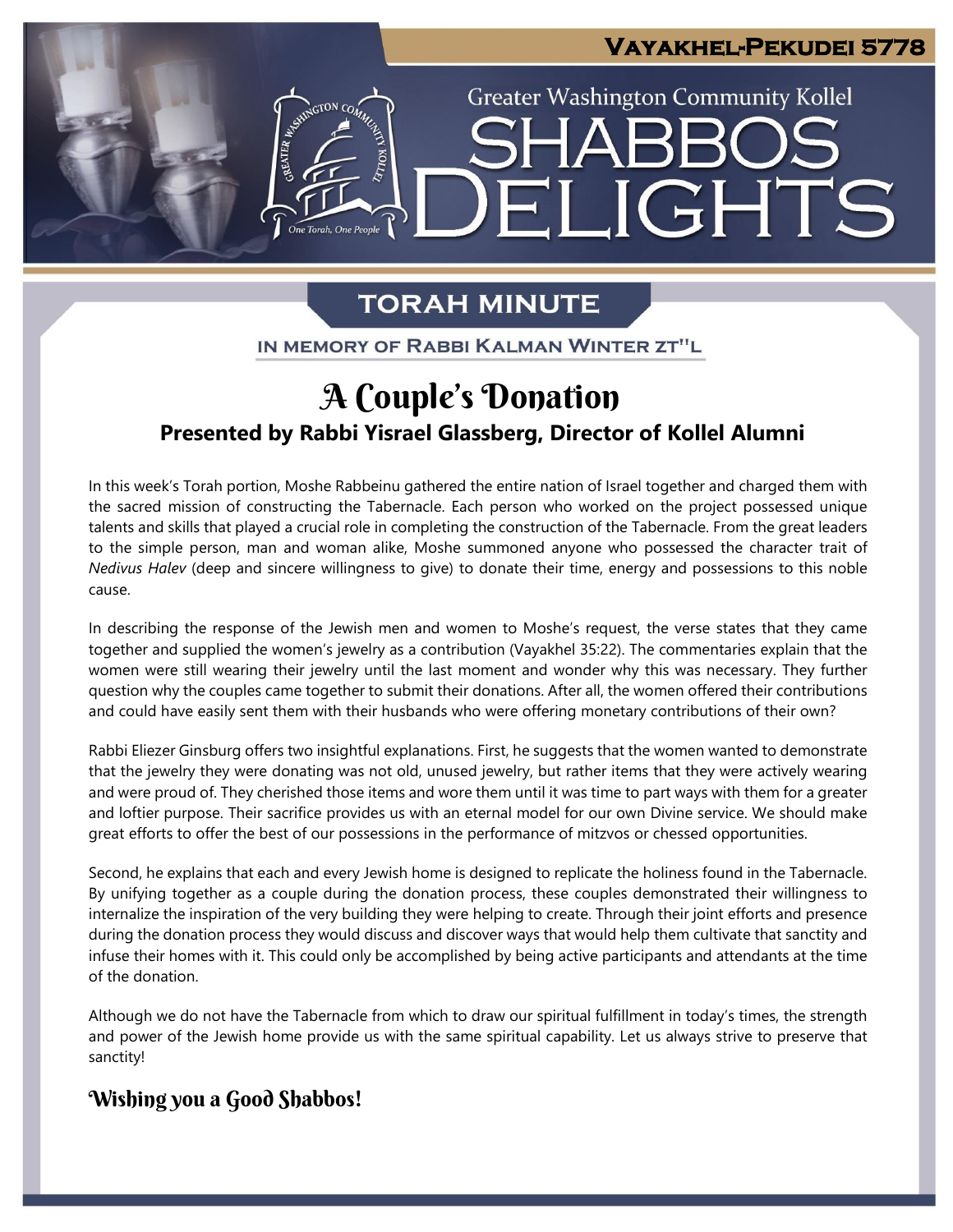**Vayakhel-Pekudei 5778**

Greater Washington Community Kollel

# Shabbos Delights

## Torah Minute

**In Memory of Rabbi Kalman Winter zt"l**

# A Couple's Donation

### Presented by Rabbi Yisrael Glassberg, Director of Kollel Alumni

In this week's Torah portion, Moshe Rabbeinu gathered the entire nation of Israel together and charged them with the sacred mission of constructing the Tabernacle. Each person who worked on the project possessed unique talents and skills that played a crucial role in completing the construction of the Tabernacle. From the great leaders to the simple person, man and woman alike, Moshe summoned anyone who possessed the character trait of *Nedivus Halev* (deep and sincere willingness to give) to donate their time, energy and possessions to this noble cause.

In describing the response of the Jewish men and women to Moshe's request, the verse states that they came together and supplied the women's jewelry as a contribution (Vayakhel 35:22). The commentaries explain that the women were still wearing their jewelry until the last moment and wonder why this was necessary. They further question why the couples came together to submit their donations. After all, the women offered their contributions and could have easily sent them with their husbands who were offering monetary contributions of their own?

Rabbi Eliezer Ginsburg offers two insightful explanations. First, he suggests that the women wanted to demonstrate that the jewelry they were donating was not old, unused jewelry, but rather items that they were actively wearing and were proud of. They cherished those items and wore them until it was time to part ways with them for a greater and loftier purpose. Their sacrifice provides us with an eternal model for our own Divine service. We should make great efforts to offer the best of our possessions in the performance of mitzvos or chessed opportunities.

Second, he explains that each and every Jewish home is designed to replicate the holiness found in the Tabernacle. By unifying together as a couple during the donation process, these couples demonstrated their willingness to internalize the inspiration of the very building they were helping to create. Through their joint efforts and presence during the donation process they would discuss and discover ways that would help them cultivate that sanctity and infuse their homes with it. This could only be accomplished by being active participants and attendants at the time of the donation.

Although we do not have the Tabernacle from which to draw our spiritual fulfillment in today's times, the strength and power of the Jewish home provide us with the same spiritual capability. Let us always strive to preserve that sanctity!

### Wishing you a Good Shabbos!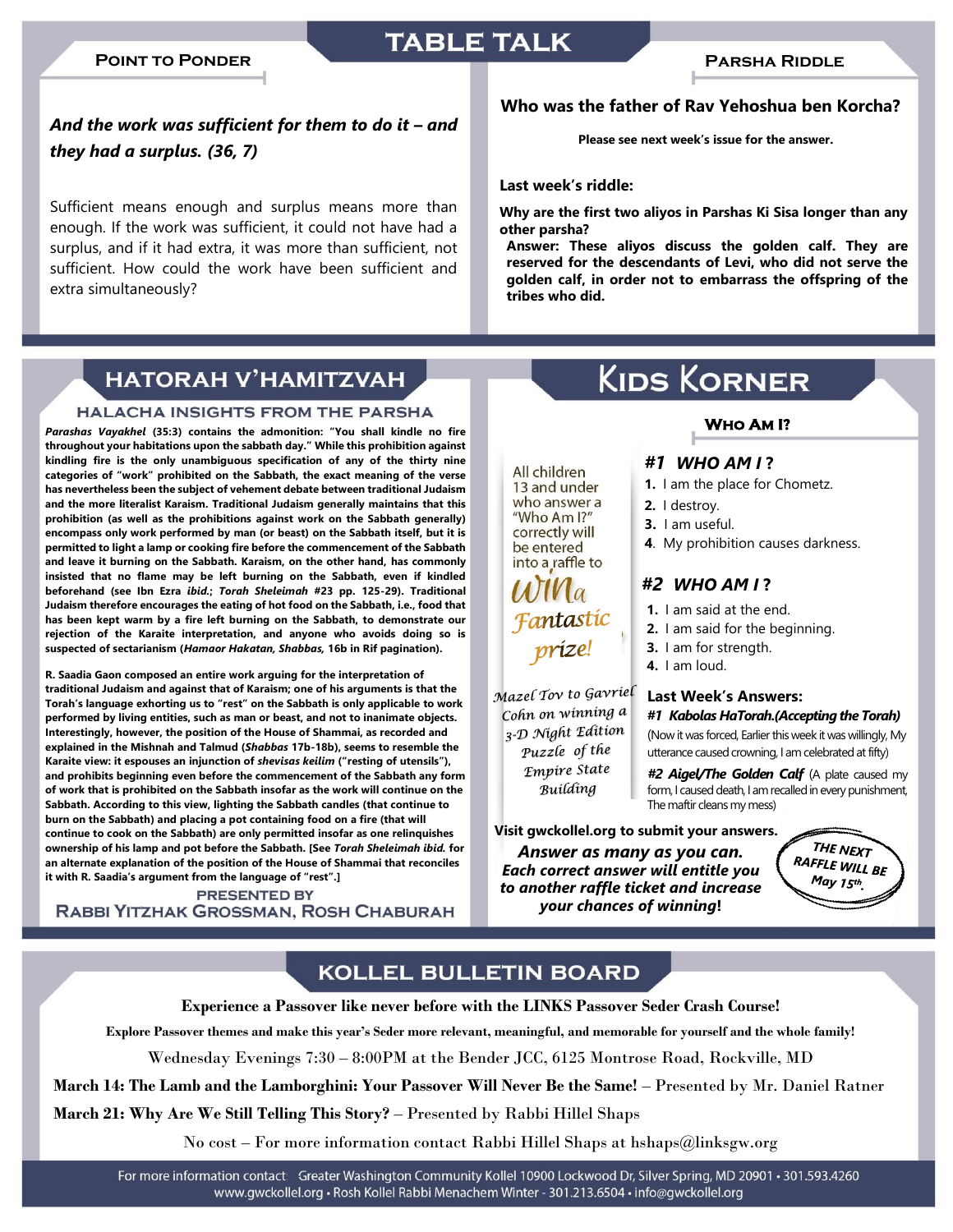# TABLE TALK

## Point to Ponder

***And the work was sufficient for them to do it – and they had a surplus. (36, 7)***

Sufficient means enough and surplus means more than enough. If the work was sufficient, it could not have had a surplus, and if it had extra, it was more than sufficient, not sufficient. How could the work have been sufficient and extra simultaneously?

## Parsha Riddle

**Who was the father of Rav Yehoshua ben Korcha?**

**Please see next week's issue for the answer.**

**Last week's riddle:**

**Why are the first two aliyos in Parshas Ki Sisa longer than any other parsha?**

**Answer: These aliyos discuss the golden calf. They are reserved for the descendants of Levi, who did not serve the golden calf, in order not to embarrass the offspring of the tribes who did.**

# HATORAH V'HAMITZVAH

## HALACHA INSIGHTS FROM THE PARSHA

***Parashas Vayakhel*** **(35:3) contains the admonition: "You shall kindle no fire throughout your habitations upon the sabbath day." While this prohibition against kindling fire is the only unambiguous specification of any of the thirty nine categories of "work" prohibited on the Sabbath, the exact meaning of the verse has nevertheless been the subject of vehement debate between traditional Judaism and the more literalist Karaism. Traditional Judaism generally maintains that this prohibition (as well as the prohibitions against work on the Sabbath generally) encompass only work performed by man (or beast) on the Sabbath itself, but it is permitted to light a lamp or cooking fire before the commencement of the Sabbath and leave it burning on the Sabbath. Karaism, on the other hand, has commonly insisted that no flame may be left burning on the Sabbath, even if kindled beforehand (see Ibn Ezra *ibid.*; *Torah Sheleimah* #23 pp. 125-29). Traditional Judaism therefore encourages the eating of hot food on the Sabbath, i.e., food that has been kept warm by a fire left burning on the Sabbath, to demonstrate our rejection of the Karaite interpretation, and anyone who avoids doing so is suspected of sectarianism (*Hamaor Hakatan, Shabbas,* 16b in Rif pagination).**

**R. Saadia Gaon composed an entire work arguing for the interpretation of traditional Judaism and against that of Karaism; one of his arguments is that the Torah's language exhorting us to "rest" on the Sabbath is only applicable to work performed by living entities, such as man or beast, and not to inanimate objects. Interestingly, however, the position of the House of Shammai, as recorded and explained in the Mishnah and Talmud (*Shabbas* 17b-18b), seems to resemble the Karaite view: it espouses an injunction of *shevisas keilim* ("resting of utensils"), and prohibits beginning even before the commencement of the Sabbath any form of work that is prohibited on the Sabbath insofar as the work will continue on the Sabbath. According to this view, lighting the Sabbath candles (that continue to burn on the Sabbath) and placing a pot containing food on a fire (that will continue to cook on the Sabbath) are only permitted insofar as one relinquishes ownership of his lamp and pot before the Sabbath. [See *Torah Sheleimah ibid.* for an alternate explanation of the position of the House of Shammai that reconciles it with R. Saadia's argument from the language of "rest".]**

PRESENTED BY
RABBI YITZHAK GROSSMAN, ROSH CHABURAH

# Kids Korner

## Who Am I?

All children 13 and under who answer a "Who Am I?" correctly will be entered into a raffle to *Win a Fantastic prize!*

*Mazel Tov to Gavriel Cohn on winning a 3-D Night Edition Puzzle of the Empire State Building*

### #1 WHO AM I ?

1. I am the place for Chometz.
2. I destroy.
3. I am useful.
4. My prohibition causes darkness.

### #2 WHO AM I ?

1. I am said at the end.
2. I am said for the beginning.
3. I am for strength.
4. I am loud.

### Last Week's Answers:

***#1 Kabolas HaTorah.(Accepting the Torah)*** (Now it was forced, Earlier this week it was willingly, My utterance caused crowning, I am celebrated at fifty)

***#2 Aigel/The Golden Calf*** (A plate caused my form, I caused death, I am recalled in every punishment, The maftir cleans my mess)

**Visit gwckollel.org to submit your answers.**

***Answer as many as you can. Each correct answer will entitle you to another raffle ticket and increase your chances of winning!***

***THE NEXT RAFFLE WILL BE May 15th.***

# KOLLEL BULLETIN BOARD

**Experience a Passover like never before with the LINKS Passover Seder Crash Course!**

**Explore Passover themes and make this year's Seder more relevant, meaningful, and memorable for yourself and the whole family!**

Wednesday Evenings 7:30 – 8:00PM at the Bender JCC, 6125 Montrose Road, Rockville, MD

**March 14: The Lamb and the Lamborghini: Your Passover Will Never Be the Same!** – Presented by Mr. Daniel Ratner

**March 21: Why Are We Still Telling This Story?** – Presented by Rabbi Hillel Shaps

No cost – For more information contact Rabbi Hillel Shaps at hshaps@linksgw.org

For more information contact Greater Washington Community Kollel 10900 Lockwood Dr, Silver Spring, MD 20901 • 301.593.4260
www.gwckollel.org • Rosh Kollel Rabbi Menachem Winter - 301.213.6504 • info@gwckollel.org